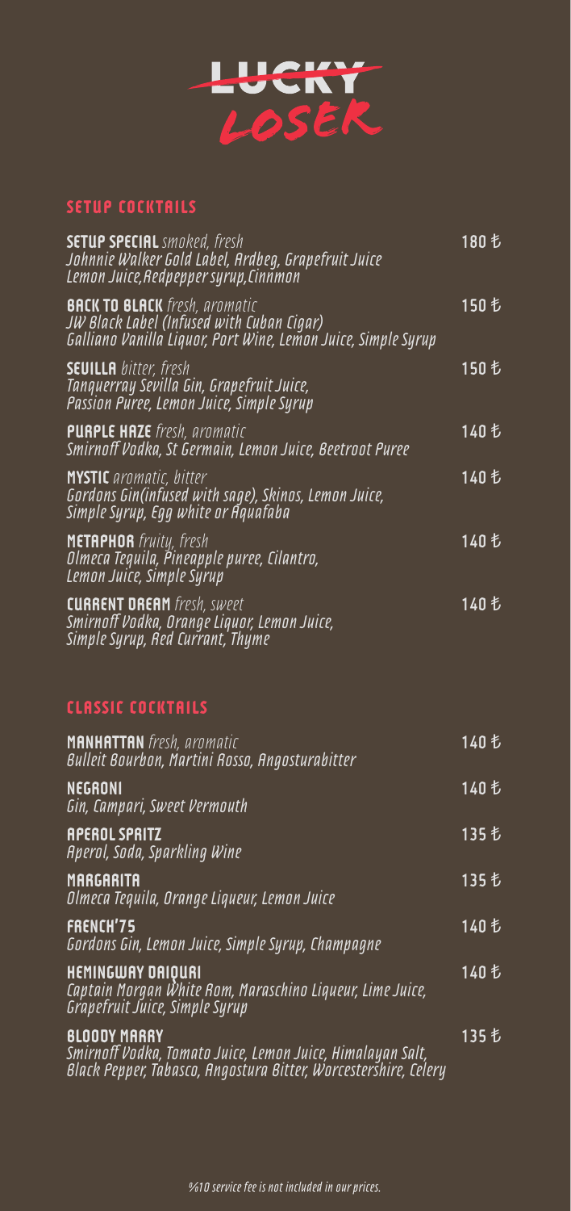# LUCKY LOSER

## SETUP COCKTAILS

**SETUP SPECIAL** *smoked, fresh* — 180 ₺
*Johnnie Walker Gold Label, Ardbeg, Grapefruit Juice Lemon Juice,Redpepper syrup,Cinnmon*

**BACK TO BLACK** *fresh, aromatic* — 150 ₺
*JW Black Label (Infused with Cuban Cigar) Galliano Vanilla Liquor, Port Wine, Lemon Juice, Simple Syrup*

**SEUILLA** *bitter, fresh* — 150 ₺
*Tanquerray Sevilla Gin, Grapefruit Juice, Passion Puree, Lemon Juice, Simple Syrup*

**PURPLE HAZE** *fresh, aromatic* — 140 ₺
*Smirnoff Vodka, St Germain, Lemon Juice, Beetroot Puree*

**MYSTIC** *aromatic, bitter* — 140 ₺
*Gordons Gin(infused with sage), Skinos, Lemon Juice, Simple Syrup, Egg white or Aquafaba*

**METAPHOR** *fruity, fresh* — 140 ₺
*Olmeca Tequila, Pineapple puree, Cilantro, Lemon Juice, Simple Syrup*

**CURRENT DREAM** *fresh, sweet* — 140 ₺
*Smirnoff Vodka, Orange Liquor, Lemon Juice, Simple Syrup, Red Currant, Thyme*

## CLASSIC COCKTAILS

**MANHATTAN** *fresh, aromatic* — 140 ₺
*Bulleit Bourbon, Martini Rosso, Angosturabitter*

**NEGRONI** — 140 ₺
*Gin, Campari, Sweet Vermouth*

**APEROL SPRITZ** — 135 ₺
*Aperol, Soda, Sparkling Wine*

**MARGARITA** — 135 ₺
*Olmeca Tequila, Orange Liqueur, Lemon Juice*

**FRENCH'75** — 140 ₺
*Gordons Gin, Lemon Juice, Simple Syrup, Champagne*

**HEMINGWAY DAIQUIRI** — 140 ₺
*Captain Morgan White Rom, Maraschino Liqueur, Lime Juice, Grapefruit Juice, Simple Syrup*

**BLOODY MARRY** — 135 ₺
*Smirnoff Vodka, Tomato Juice, Lemon Juice, Himalayan Salt, Black Pepper, Tabasco, Angostura Bitter, Worcestershire, Celery*

*%10 service fee is not included in our prices.*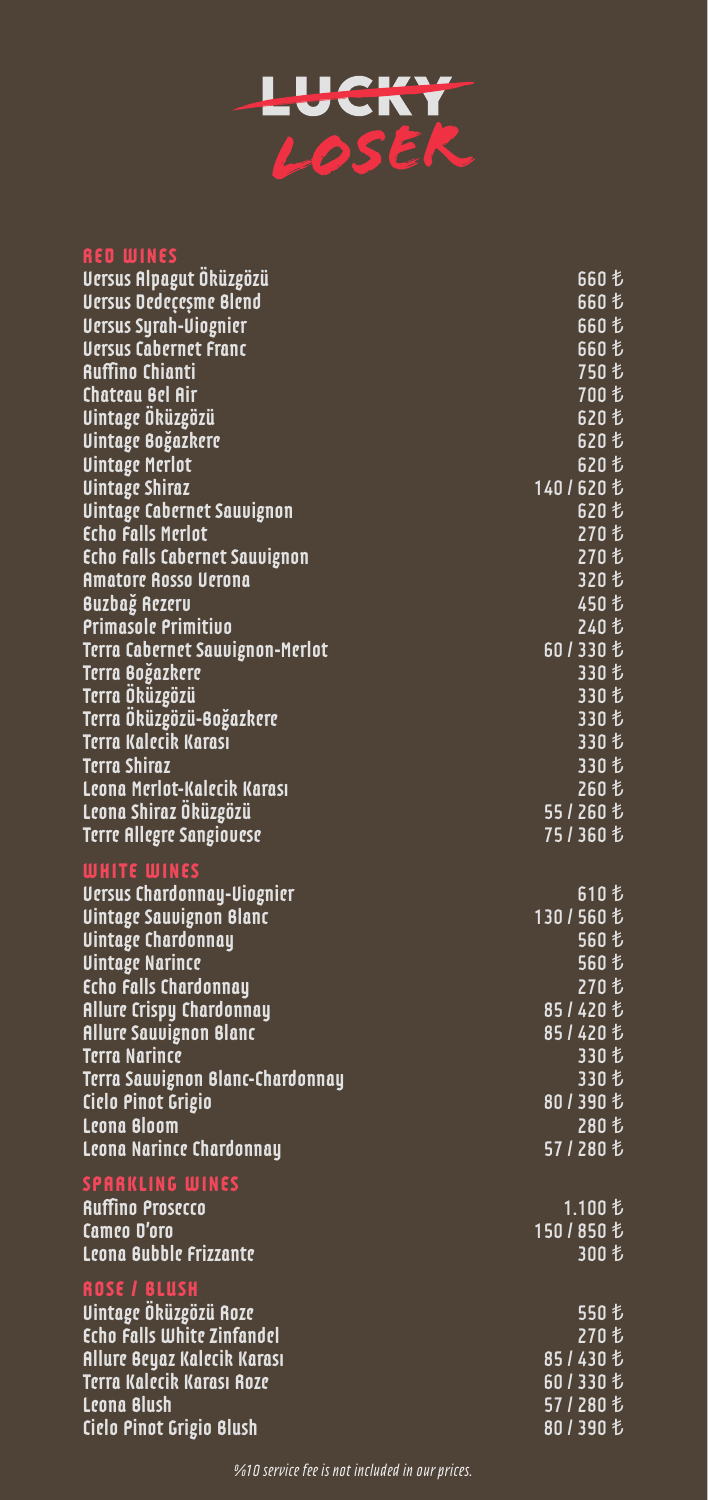# LUCKY LOSER

## RED WINES

| | |
|---|---|
| Versus Alpagut Öküzgözü | 660 ₺ |
| Versus Dedeçeşme Blend | 660 ₺ |
| Versus Syrah-Viognier | 660 ₺ |
| Versus Cabernet Franc | 660 ₺ |
| Ruffino Chianti | 750 ₺ |
| Chateau Bel Air | 700 ₺ |
| Vintage Öküzgözü | 620 ₺ |
| Vintage Boğazkere | 620 ₺ |
| Vintage Merlot | 620 ₺ |
| Vintage Shiraz | 140 / 620 ₺ |
| Vintage Cabernet Sauvignon | 620 ₺ |
| Echo Falls Merlot | 270 ₺ |
| Echo Falls Cabernet Sauvignon | 270 ₺ |
| Amatore Rosso Verona | 320 ₺ |
| Buzbağ Rezerv | 450 ₺ |
| Primasole Primitivo | 240 ₺ |
| Terra Cabernet Sauvignon-Merlot | 60 / 330 ₺ |
| Terra Boğazkere | 330 ₺ |
| Terra Öküzgözü | 330 ₺ |
| Terra Öküzgözü-Boğazkere | 330 ₺ |
| Terra Kalecik Karası | 330 ₺ |
| Terra Shiraz | 330 ₺ |
| Leona Merlot-Kalecik Karası | 260 ₺ |
| Leona Shiraz Öküzgözü | 55 / 260 ₺ |
| Terre Allegre Sangiovese | 75 / 360 ₺ |

## WHITE WINES

| | |
|---|---|
| Versus Chardonnay-Viognier | 610 ₺ |
| Vintage Sauvignon Blanc | 130 / 560 ₺ |
| Vintage Chardonnay | 560 ₺ |
| Vintage Narince | 560 ₺ |
| Echo Falls Chardonnay | 270 ₺ |
| Allure Crispy Chardonnay | 85 / 420 ₺ |
| Allure Sauvignon Blanc | 85 / 420 ₺ |
| Terra Narince | 330 ₺ |
| Terra Sauvignon Blanc-Chardonnay | 330 ₺ |
| Cielo Pinot Grigio | 80 / 390 ₺ |
| Leona Bloom | 280 ₺ |
| Leona Narince Chardonnay | 57 / 280 ₺ |

## SPARKLING WINES

| | |
|---|---|
| Ruffino Prosecco | 1.100 ₺ |
| Cameo D'oro | 150 / 850 ₺ |
| Leona Bubble Frizzante | 300 ₺ |

## ROSE / BLUSH

| | |
|---|---|
| Vintage Öküzgözü Roze | 550 ₺ |
| Echo Falls White Zinfandel | 270 ₺ |
| Allure Beyaz Kalecik Karası | 85 / 430 ₺ |
| Terra Kalecik Karası Roze | 60 / 330 ₺ |
| Leona Blush | 57 / 280 ₺ |
| Cielo Pinot Grigio Blush | 80 / 390 ₺ |

*%10 service fee is not included in our prices.*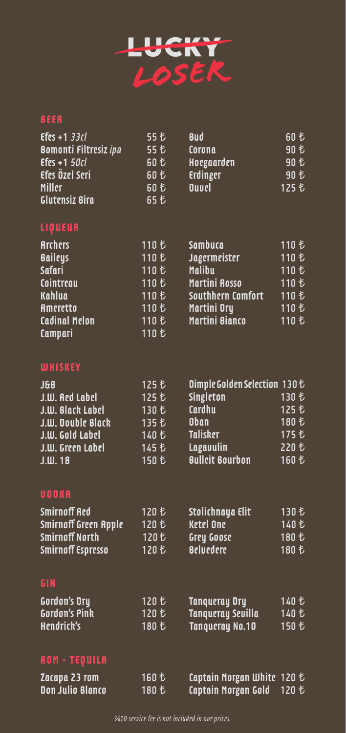# LUCKY LOSER

## BEER

| | | | |
|---|---|---|---|
| Efes +1 *33cl* | 55 ₺ | Bud | 60 ₺ |
| Bomonti Filtresiz *ipa* | 55 ₺ | Corona | 90 ₺ |
| Efes +1 *50cl* | 60 ₺ | Hoegaarden | 90 ₺ |
| Efes Özel Seri | 60 ₺ | Erdinger | 90 ₺ |
| Miller | 60 ₺ | Duvel | 125 ₺ |
| Glutensiz Bira | 65 ₺ | | |

## LIQUEUR

| | | | |
|---|---|---|---|
| Archers | 110 ₺ | Sambuca | 110 ₺ |
| Baileys | 110 ₺ | Jagermeister | 110 ₺ |
| Safari | 110 ₺ | Malibu | 110 ₺ |
| Cointreau | 110 ₺ | Martini Rosso | 110 ₺ |
| Kahlua | 110 ₺ | Southhern Comfort | 110 ₺ |
| Ameretto | 110 ₺ | Martini Dry | 110 ₺ |
| Cadinal Melon | 110 ₺ | Martini Bianco | 110 ₺ |
| Campari | 110 ₺ | | |

## WHISKEY

| | | | |
|---|---|---|---|
| J&B | 125 ₺ | Dimple Golden Selection | 130 ₺ |
| J.W. Red Label | 125 ₺ | Singleton | 130 ₺ |
| J.W. Black Label | 130 ₺ | Cardhu | 125 ₺ |
| J.W. Double Black | 135 ₺ | Oban | 180 ₺ |
| J.W. Gold Label | 140 ₺ | Talisker | 175 ₺ |
| J.W. Green Label | 145 ₺ | Lagavulin | 220 ₺ |
| J.W. 18 | 150 ₺ | Bulleit Bourbon | 160 ₺ |

## VODKA

| | | | |
|---|---|---|---|
| Smirnoff Red | 120 ₺ | Stolichnaya Elit | 130 ₺ |
| Smirnoff Green Apple | 120 ₺ | Ketel One | 140 ₺ |
| Smirnoff North | 120 ₺ | Grey Goose | 180 ₺ |
| Smirnoff Espresso | 120 ₺ | Belvedere | 180 ₺ |

## GIN

| | | | |
|---|---|---|---|
| Gordon's Dry | 120 ₺ | Tanqueray Dry | 140 ₺ |
| Gordon's Pink | 120 ₺ | Tanqueray Sevilla | 140 ₺ |
| Hendrick's | 180 ₺ | Tanqueray No.10 | 150 ₺ |

## ROM - TEQUILA

| | | | |
|---|---|---|---|
| Zacapa 23 rom | 160 ₺ | Captain Morgan White | 120 ₺ |
| Don Julio Blanco | 180 ₺ | Captain Morgan Gold | 120 ₺ |

*%10 service fee is not included in our prices.*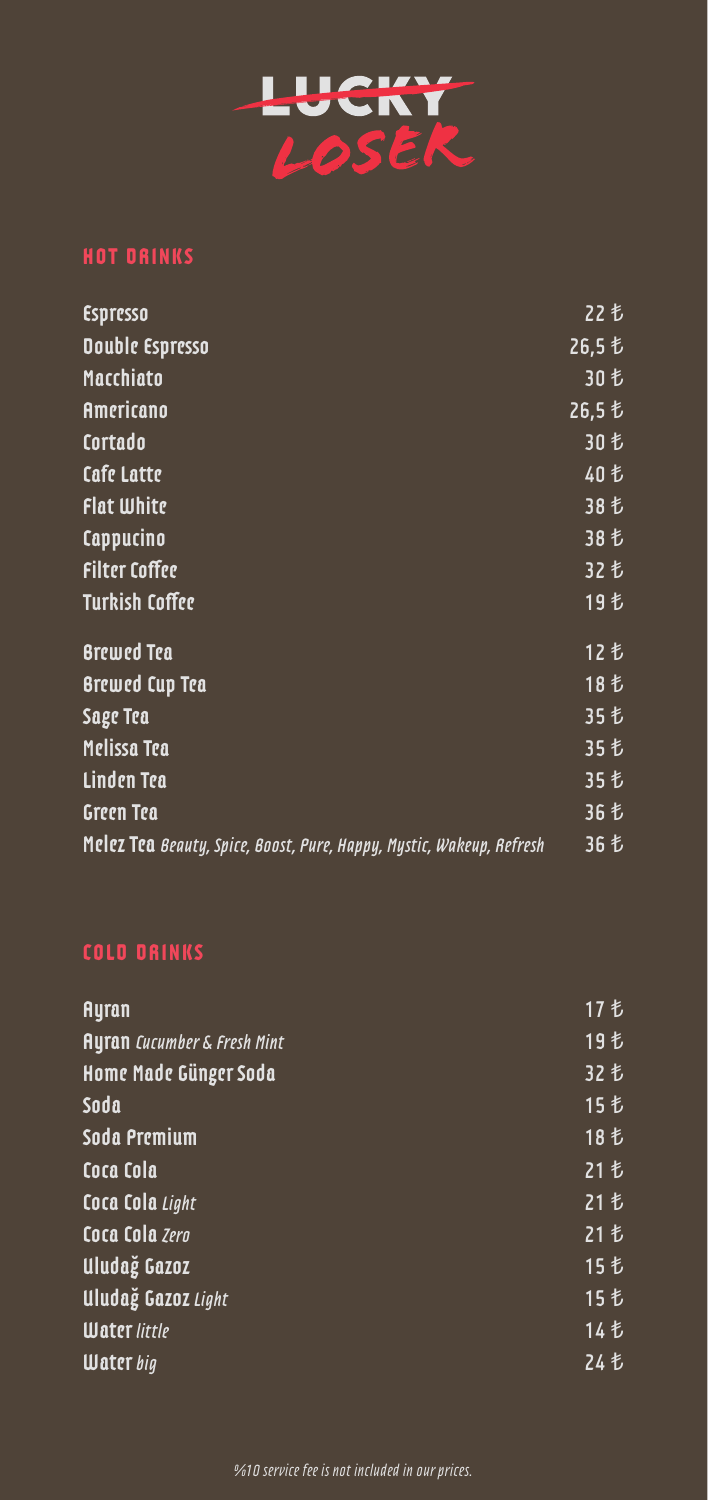# LUCKY LOSER

## HOT DRINKS

| | |
|---|---|
| Espresso | 22 ₺ |
| Double Espresso | 26,5 ₺ |
| Macchiato | 30 ₺ |
| Americano | 26,5 ₺ |
| Cortado | 30 ₺ |
| Cafe Latte | 40 ₺ |
| Flat White | 38 ₺ |
| Cappucino | 38 ₺ |
| Filter Coffee | 32 ₺ |
| Turkish Coffee | 19 ₺ |
| Brewed Tea | 12 ₺ |
| Brewed Cup Tea | 18 ₺ |
| Sage Tea | 35 ₺ |
| Melissa Tea | 35 ₺ |
| Linden Tea | 35 ₺ |
| Green Tea | 36 ₺ |
| **Melez Tea** *Beauty, Spice, Boost, Pure, Happy, Mystic, Wakeup, Refresh* | 36 ₺ |

## COLD DRINKS

| | |
|---|---|
| Ayran | 17 ₺ |
| **Ayran** *Cucumber & Fresh Mint* | 19 ₺ |
| Home Made Günger Soda | 32 ₺ |
| Soda | 15 ₺ |
| Soda Premium | 18 ₺ |
| Coca Cola | 21 ₺ |
| **Coca Cola** *Light* | 21 ₺ |
| **Coca Cola** *Zero* | 21 ₺ |
| Uludağ Gazoz | 15 ₺ |
| **Uludağ Gazoz** *Light* | 15 ₺ |
| **Water** *little* | 14 ₺ |
| **Water** *big* | 24 ₺ |

*%10 service fee is not included in our prices.*